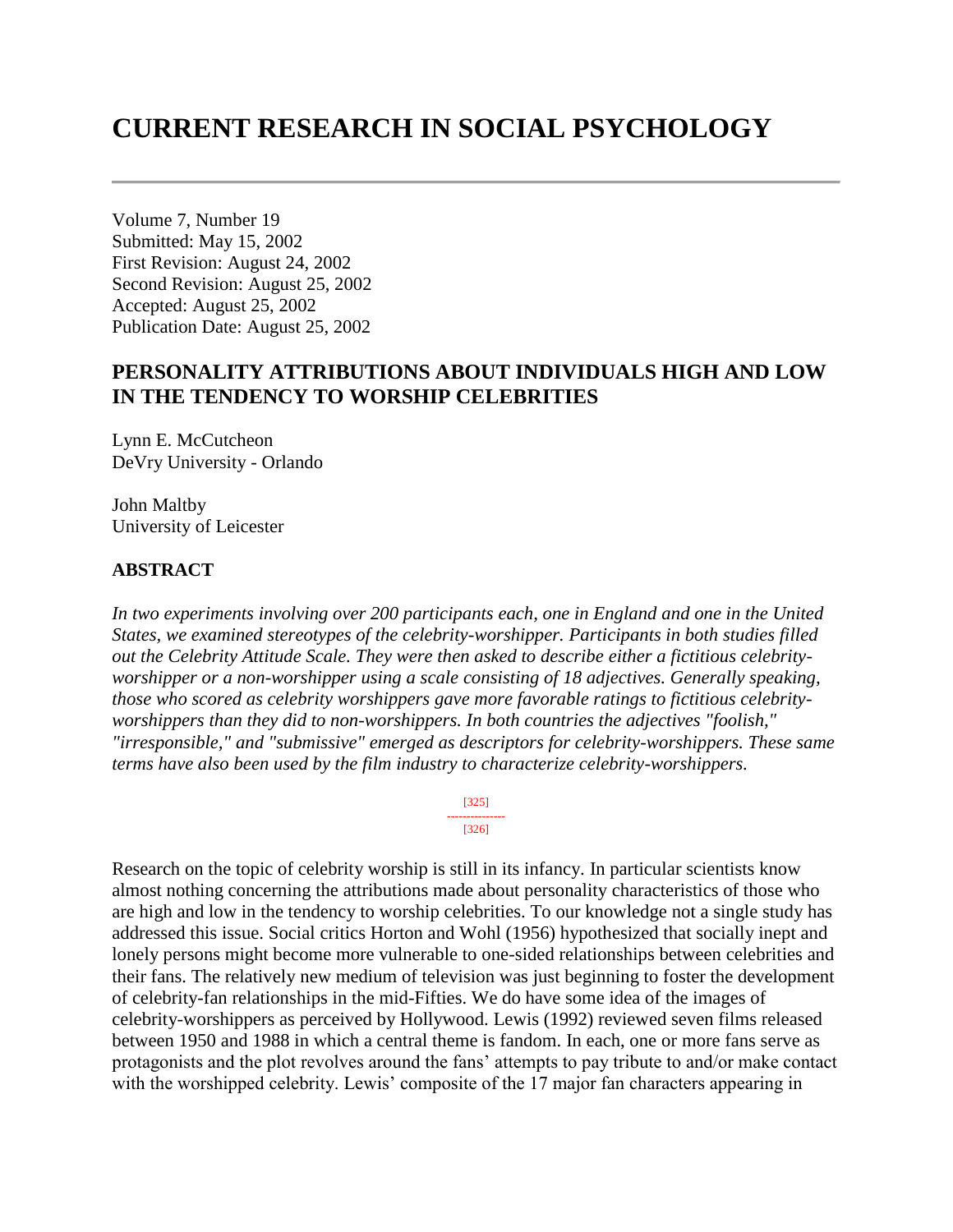# CURRENT RESEARCH IN SOCIAL PSYCHOLOGY

Volume 7, Number 19
Submitted: May 15, 2002
First Revision: August 24, 2002
Second Revision: August 25, 2002
Accepted: August 25, 2002
Publication Date: August 25, 2002

## PERSONALITY ATTRIBUTIONS ABOUT INDIVIDUALS HIGH AND LOW IN THE TENDENCY TO WORSHIP CELEBRITIES

Lynn E. McCutcheon
DeVry University - Orlando

John Maltby
University of Leicester

### ABSTRACT

*In two experiments involving over 200 participants each, one in England and one in the United States, we examined stereotypes of the celebrity-worshipper. Participants in both studies filled out the Celebrity Attitude Scale. They were then asked to describe either a fictitious celebrity-worshipper or a non-worshipper using a scale consisting of 18 adjectives. Generally speaking, those who scored as celebrity worshippers gave more favorable ratings to fictitious celebrity-worshippers than they did to non-worshippers. In both countries the adjectives "foolish," "irresponsible," and "submissive" emerged as descriptors for celebrity-worshippers. These same terms have also been used by the film industry to characterize celebrity-worshippers.*

Research on the topic of celebrity worship is still in its infancy. In particular scientists know almost nothing concerning the attributions made about personality characteristics of those who are high and low in the tendency to worship celebrities. To our knowledge not a single study has addressed this issue. Social critics Horton and Wohl (1956) hypothesized that socially inept and lonely persons might become more vulnerable to one-sided relationships between celebrities and their fans. The relatively new medium of television was just beginning to foster the development of celebrity-fan relationships in the mid-Fifties. We do have some idea of the images of celebrity-worshippers as perceived by Hollywood. Lewis (1992) reviewed seven films released between 1950 and 1988 in which a central theme is fandom. In each, one or more fans serve as protagonists and the plot revolves around the fans' attempts to pay tribute to and/or make contact with the worshipped celebrity. Lewis' composite of the 17 major fan characters appearing in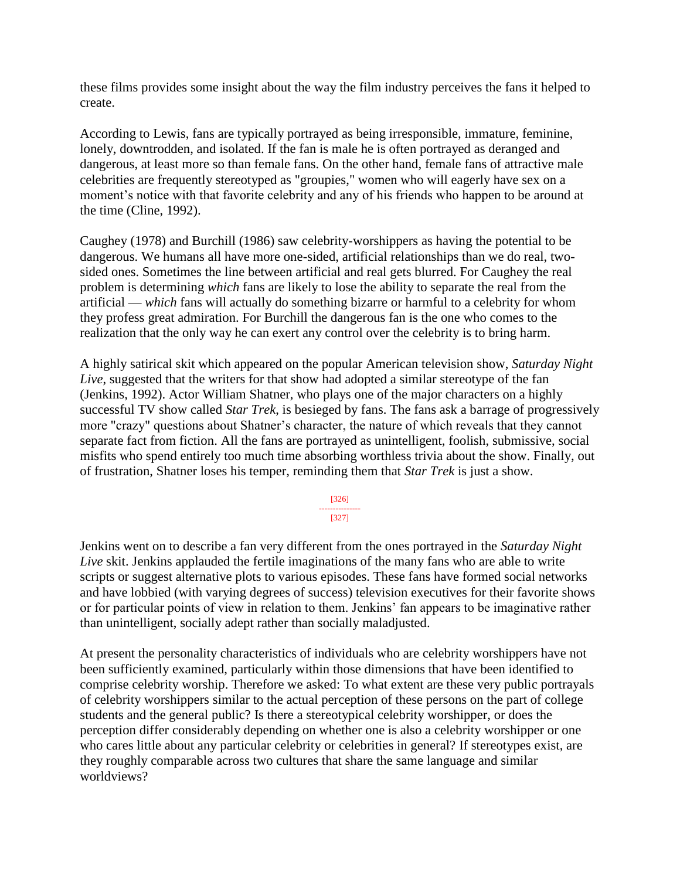these films provides some insight about the way the film industry perceives the fans it helped to create.

According to Lewis, fans are typically portrayed as being irresponsible, immature, feminine, lonely, downtrodden, and isolated. If the fan is male he is often portrayed as deranged and dangerous, at least more so than female fans. On the other hand, female fans of attractive male celebrities are frequently stereotyped as "groupies," women who will eagerly have sex on a moment's notice with that favorite celebrity and any of his friends who happen to be around at the time (Cline, 1992).

Caughey (1978) and Burchill (1986) saw celebrity-worshippers as having the potential to be dangerous. We humans all have more one-sided, artificial relationships than we do real, two-sided ones. Sometimes the line between artificial and real gets blurred. For Caughey the real problem is determining *which* fans are likely to lose the ability to separate the real from the artificial — *which* fans will actually do something bizarre or harmful to a celebrity for whom they profess great admiration. For Burchill the dangerous fan is the one who comes to the realization that the only way he can exert any control over the celebrity is to bring harm.

A highly satirical skit which appeared on the popular American television show, *Saturday Night Live*, suggested that the writers for that show had adopted a similar stereotype of the fan (Jenkins, 1992). Actor William Shatner, who plays one of the major characters on a highly successful TV show called *Star Trek*, is besieged by fans. The fans ask a barrage of progressively more "crazy" questions about Shatner's character, the nature of which reveals that they cannot separate fact from fiction. All the fans are portrayed as unintelligent, foolish, submissive, social misfits who spend entirely too much time absorbing worthless trivia about the show. Finally, out of frustration, Shatner loses his temper, reminding them that *Star Trek* is just a show.

Jenkins went on to describe a fan very different from the ones portrayed in the *Saturday Night Live* skit. Jenkins applauded the fertile imaginations of the many fans who are able to write scripts or suggest alternative plots to various episodes. These fans have formed social networks and have lobbied (with varying degrees of success) television executives for their favorite shows or for particular points of view in relation to them. Jenkins' fan appears to be imaginative rather than unintelligent, socially adept rather than socially maladjusted.

At present the personality characteristics of individuals who are celebrity worshippers have not been sufficiently examined, particularly within those dimensions that have been identified to comprise celebrity worship. Therefore we asked: To what extent are these very public portrayals of celebrity worshippers similar to the actual perception of these persons on the part of college students and the general public? Is there a stereotypical celebrity worshipper, or does the perception differ considerably depending on whether one is also a celebrity worshipper or one who cares little about any particular celebrity or celebrities in general? If stereotypes exist, are they roughly comparable across two cultures that share the same language and similar worldviews?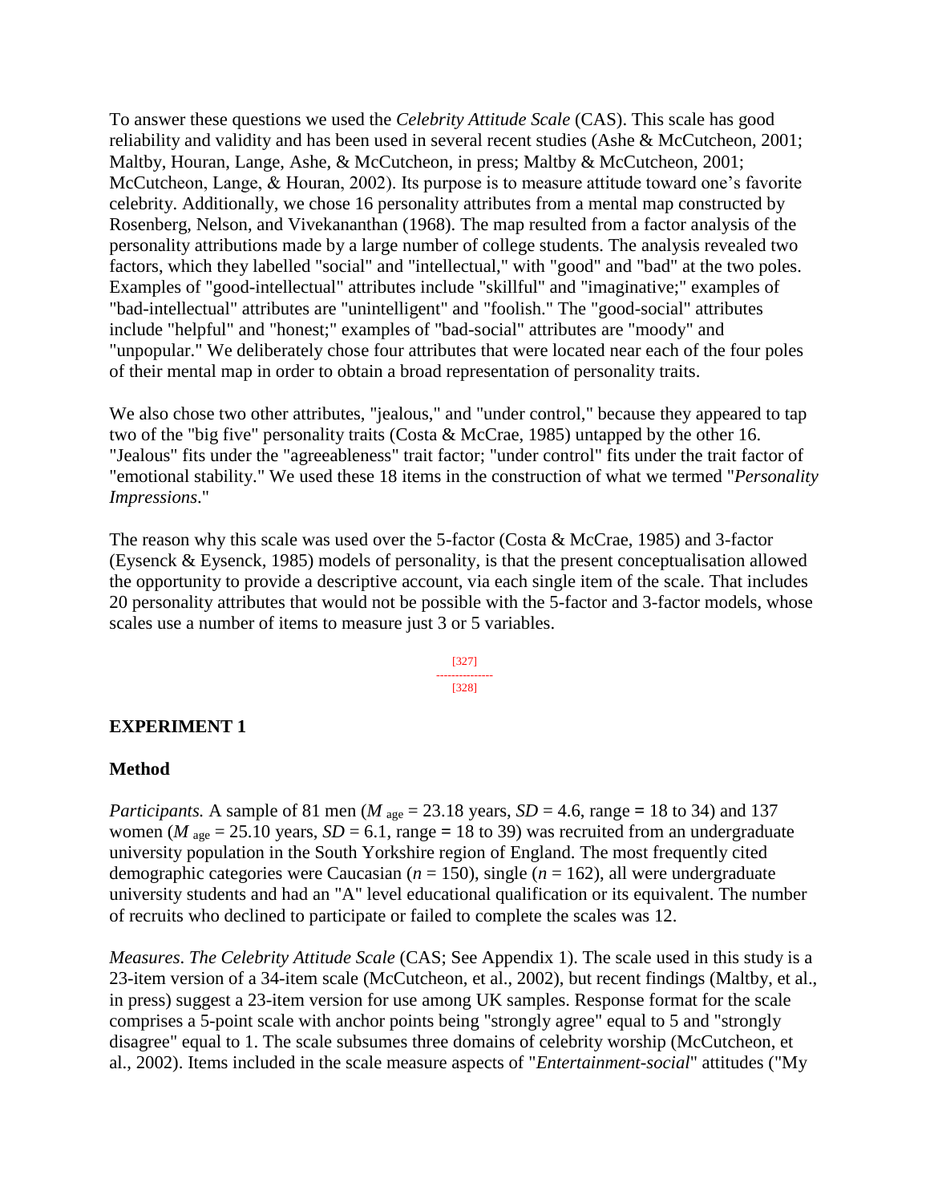To answer these questions we used the *Celebrity Attitude Scale* (CAS). This scale has good reliability and validity and has been used in several recent studies (Ashe & McCutcheon, 2001; Maltby, Houran, Lange, Ashe, & McCutcheon, in press; Maltby & McCutcheon, 2001; McCutcheon, Lange, & Houran, 2002). Its purpose is to measure attitude toward one's favorite celebrity. Additionally, we chose 16 personality attributes from a mental map constructed by Rosenberg, Nelson, and Vivekananthan (1968). The map resulted from a factor analysis of the personality attributions made by a large number of college students. The analysis revealed two factors, which they labelled "social" and "intellectual," with "good" and "bad" at the two poles. Examples of "good-intellectual" attributes include "skillful" and "imaginative;" examples of "bad-intellectual" attributes are "unintelligent" and "foolish." The "good-social" attributes include "helpful" and "honest;" examples of "bad-social" attributes are "moody" and "unpopular." We deliberately chose four attributes that were located near each of the four poles of their mental map in order to obtain a broad representation of personality traits.

We also chose two other attributes, "jealous," and "under control," because they appeared to tap two of the "big five" personality traits (Costa & McCrae, 1985) untapped by the other 16. "Jealous" fits under the "agreeableness" trait factor; "under control" fits under the trait factor of "emotional stability." We used these 18 items in the construction of what we termed "*Personality Impressions*."

The reason why this scale was used over the 5-factor (Costa & McCrae, 1985) and 3-factor (Eysenck & Eysenck, 1985) models of personality, is that the present conceptualisation allowed the opportunity to provide a descriptive account, via each single item of the scale. That includes 20 personality attributes that would not be possible with the 5-factor and 3-factor models, whose scales use a number of items to measure just 3 or 5 variables.

## EXPERIMENT 1

### Method

*Participants.* A sample of 81 men ($M_{age}$ = 23.18 years, $SD$ = 4.6, range = 18 to 34) and 137 women ($M_{age}$ = 25.10 years, $SD$ = 6.1, range = 18 to 39) was recruited from an undergraduate university population in the South Yorkshire region of England. The most frequently cited demographic categories were Caucasian ($n$ = 150), single ($n$ = 162), all were undergraduate university students and had an "A" level educational qualification or its equivalent. The number of recruits who declined to participate or failed to complete the scales was 12.

*Measures*. *The Celebrity Attitude Scale* (CAS; See Appendix 1). The scale used in this study is a 23-item version of a 34-item scale (McCutcheon, et al., 2002), but recent findings (Maltby, et al., in press) suggest a 23-item version for use among UK samples. Response format for the scale comprises a 5-point scale with anchor points being "strongly agree" equal to 5 and "strongly disagree" equal to 1. The scale subsumes three domains of celebrity worship (McCutcheon, et al., 2002). Items included in the scale measure aspects of "*Entertainment-social*" attitudes ("My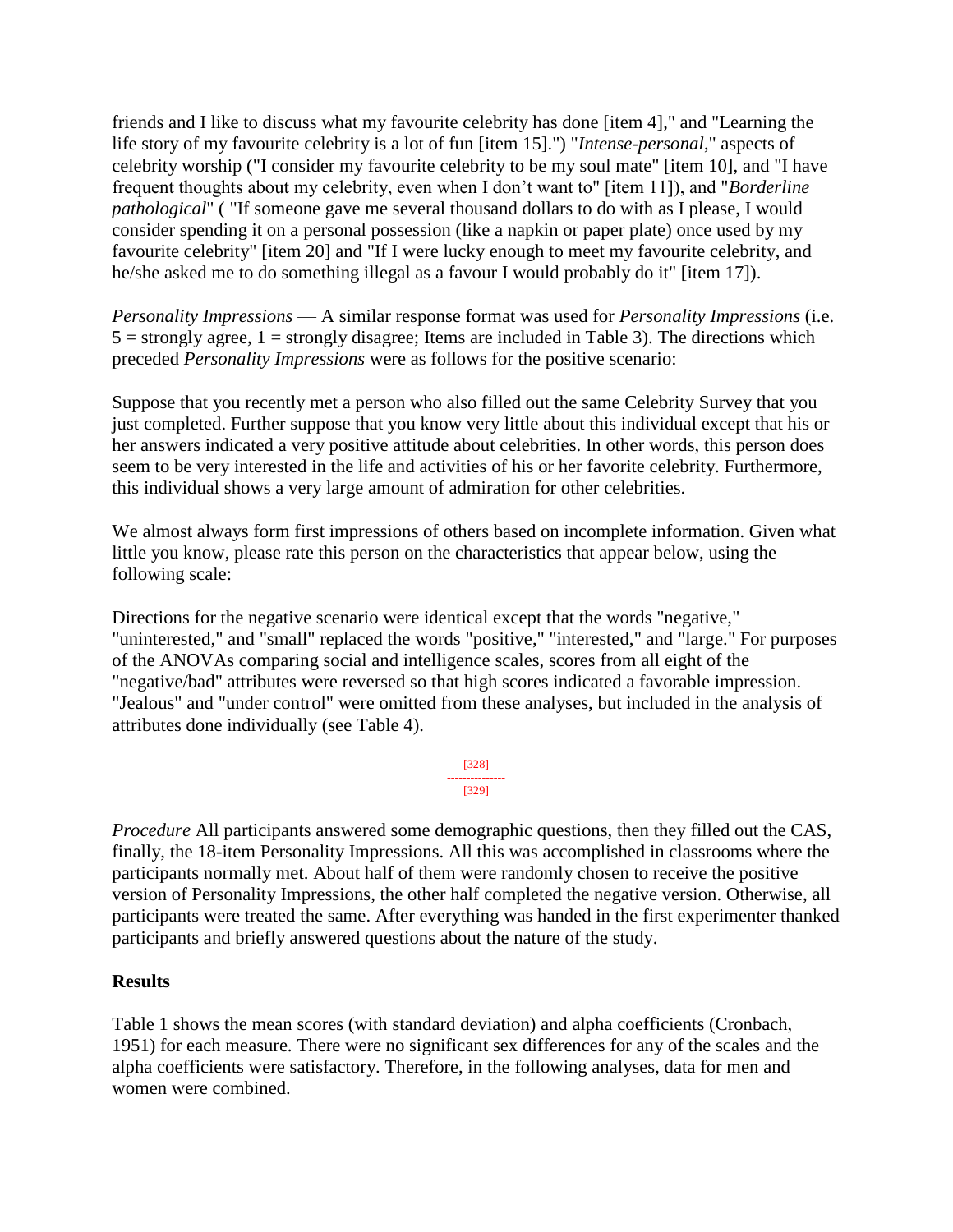friends and I like to discuss what my favourite celebrity has done [item 4]," and "Learning the life story of my favourite celebrity is a lot of fun [item 15].") "*Intense-personal*," aspects of celebrity worship ("I consider my favourite celebrity to be my soul mate" [item 10], and "I have frequent thoughts about my celebrity, even when I don't want to" [item 11]), and "*Borderline pathological*" ( "If someone gave me several thousand dollars to do with as I please, I would consider spending it on a personal possession (like a napkin or paper plate) once used by my favourite celebrity" [item 20] and "If I were lucky enough to meet my favourite celebrity, and he/she asked me to do something illegal as a favour I would probably do it" [item 17]).

*Personality Impressions* — A similar response format was used for *Personality Impressions* (i.e. 5 = strongly agree, 1 = strongly disagree; Items are included in Table 3). The directions which preceded *Personality Impressions* were as follows for the positive scenario:

Suppose that you recently met a person who also filled out the same Celebrity Survey that you just completed. Further suppose that you know very little about this individual except that his or her answers indicated a very positive attitude about celebrities. In other words, this person does seem to be very interested in the life and activities of his or her favorite celebrity. Furthermore, this individual shows a very large amount of admiration for other celebrities.

We almost always form first impressions of others based on incomplete information. Given what little you know, please rate this person on the characteristics that appear below, using the following scale:

Directions for the negative scenario were identical except that the words "negative," "uninterested," and "small" replaced the words "positive," "interested," and "large." For purposes of the ANOVAs comparing social and intelligence scales, scores from all eight of the "negative/bad" attributes were reversed so that high scores indicated a favorable impression. "Jealous" and "under control" were omitted from these analyses, but included in the analysis of attributes done individually (see Table 4).

*Procedure* All participants answered some demographic questions, then they filled out the CAS, finally, the 18-item Personality Impressions. All this was accomplished in classrooms where the participants normally met. About half of them were randomly chosen to receive the positive version of Personality Impressions, the other half completed the negative version. Otherwise, all participants were treated the same. After everything was handed in the first experimenter thanked participants and briefly answered questions about the nature of the study.

## Results

Table 1 shows the mean scores (with standard deviation) and alpha coefficients (Cronbach, 1951) for each measure. There were no significant sex differences for any of the scales and the alpha coefficients were satisfactory. Therefore, in the following analyses, data for men and women were combined.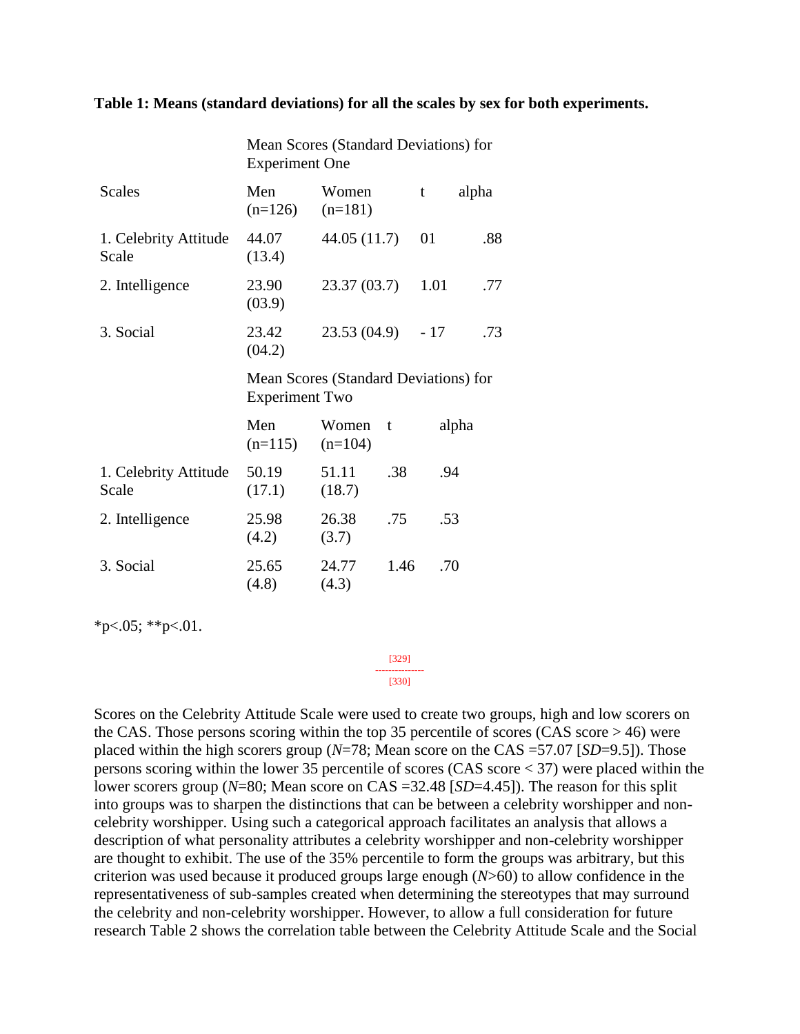**Table 1: Means (standard deviations) for all the scales by sex for both experiments.**

| | Mean Scores (Standard Deviations) for Experiment One | | | |
|---|---|---|---|---|
| Scales | Men (n=126) | Women (n=181) | t | alpha |
| 1. Celebrity Attitude Scale | 44.07 (13.4) | 44.05 (11.7) | 01 | .88 |
| 2. Intelligence | 23.90 (03.9) | 23.37 (03.7) | 1.01 | .77 |
| 3. Social | 23.42 (04.2) | 23.53 (04.9) | - 17 | .73 |
| | Mean Scores (Standard Deviations) for Experiment Two | | | |
| | Men (n=115) | Women (n=104) | t | alpha |
| 1. Celebrity Attitude Scale | 50.19 (17.1) | 51.11 (18.7) | .38 | .94 |
| 2. Intelligence | 25.98 (4.2) | 26.38 (3.7) | .75 | .53 |
| 3. Social | 25.65 (4.8) | 24.77 (4.3) | 1.46 | .70 |

*p<.05; **p<.01.

Scores on the Celebrity Attitude Scale were used to create two groups, high and low scorers on the CAS. Those persons scoring within the top 35 percentile of scores (CAS score > 46) were placed within the high scorers group (*N*=78; Mean score on the CAS =57.07 [*SD*=9.5]). Those persons scoring within the lower 35 percentile of scores (CAS score < 37) were placed within the lower scorers group (*N*=80; Mean score on CAS =32.48 [*SD*=4.45]). The reason for this split into groups was to sharpen the distinctions that can be between a celebrity worshipper and non-celebrity worshipper. Using such a categorical approach facilitates an analysis that allows a description of what personality attributes a celebrity worshipper and non-celebrity worshipper are thought to exhibit. The use of the 35% percentile to form the groups was arbitrary, but this criterion was used because it produced groups large enough (*N*>60) to allow confidence in the representativeness of sub-samples created when determining the stereotypes that may surround the celebrity and non-celebrity worshipper. However, to allow a full consideration for future research Table 2 shows the correlation table between the Celebrity Attitude Scale and the Social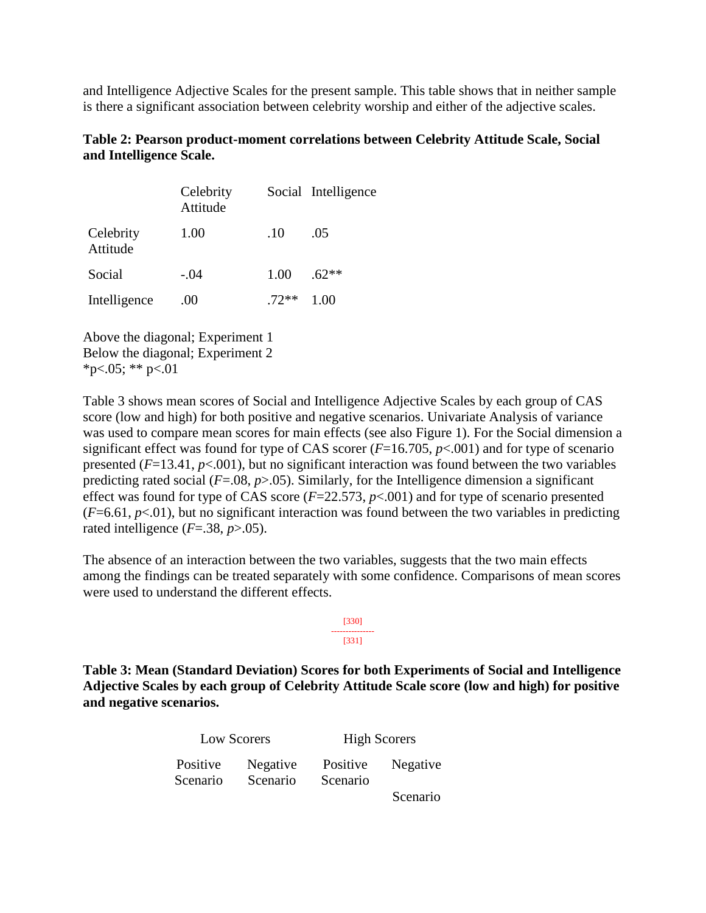and Intelligence Adjective Scales for the present sample. This table shows that in neither sample is there a significant association between celebrity worship and either of the adjective scales.

**Table 2: Pearson product-moment correlations between Celebrity Attitude Scale, Social and Intelligence Scale.**

| | Celebrity Attitude | Social | Intelligence |
|---|---|---|---|
| Celebrity Attitude | 1.00 | .10 | .05 |
| Social | -.04 | 1.00 | .62** |
| Intelligence | .00 | .72** | 1.00 |

Above the diagonal; Experiment 1
Below the diagonal; Experiment 2
*p<.05; ** p<.01

Table 3 shows mean scores of Social and Intelligence Adjective Scales by each group of CAS score (low and high) for both positive and negative scenarios. Univariate Analysis of variance was used to compare mean scores for main effects (see also Figure 1). For the Social dimension a significant effect was found for type of CAS scorer ($F$=16.705, $p$<.001) and for type of scenario presented ($F$=13.41, $p$<.001), but no significant interaction was found between the two variables predicting rated social ($F$=.08, $p$>.05). Similarly, for the Intelligence dimension a significant effect was found for type of CAS score ($F$=22.573, $p$<.001) and for type of scenario presented ($F$=6.61, $p$<.01), but no significant interaction was found between the two variables in predicting rated intelligence ($F$=.38, $p$>.05).

The absence of an interaction between the two variables, suggests that the two main effects among the findings can be treated separately with some confidence. Comparisons of mean scores were used to understand the different effects.

[330]
---------------
[331]

**Table 3: Mean (Standard Deviation) Scores for both Experiments of Social and Intelligence Adjective Scales by each group of Celebrity Attitude Scale score (low and high) for positive and negative scenarios.**

| Low Scorers | | High Scorers | |
|---|---|---|---|
| Positive Scenario | Negative Scenario | Positive Scenario | Negative Scenario |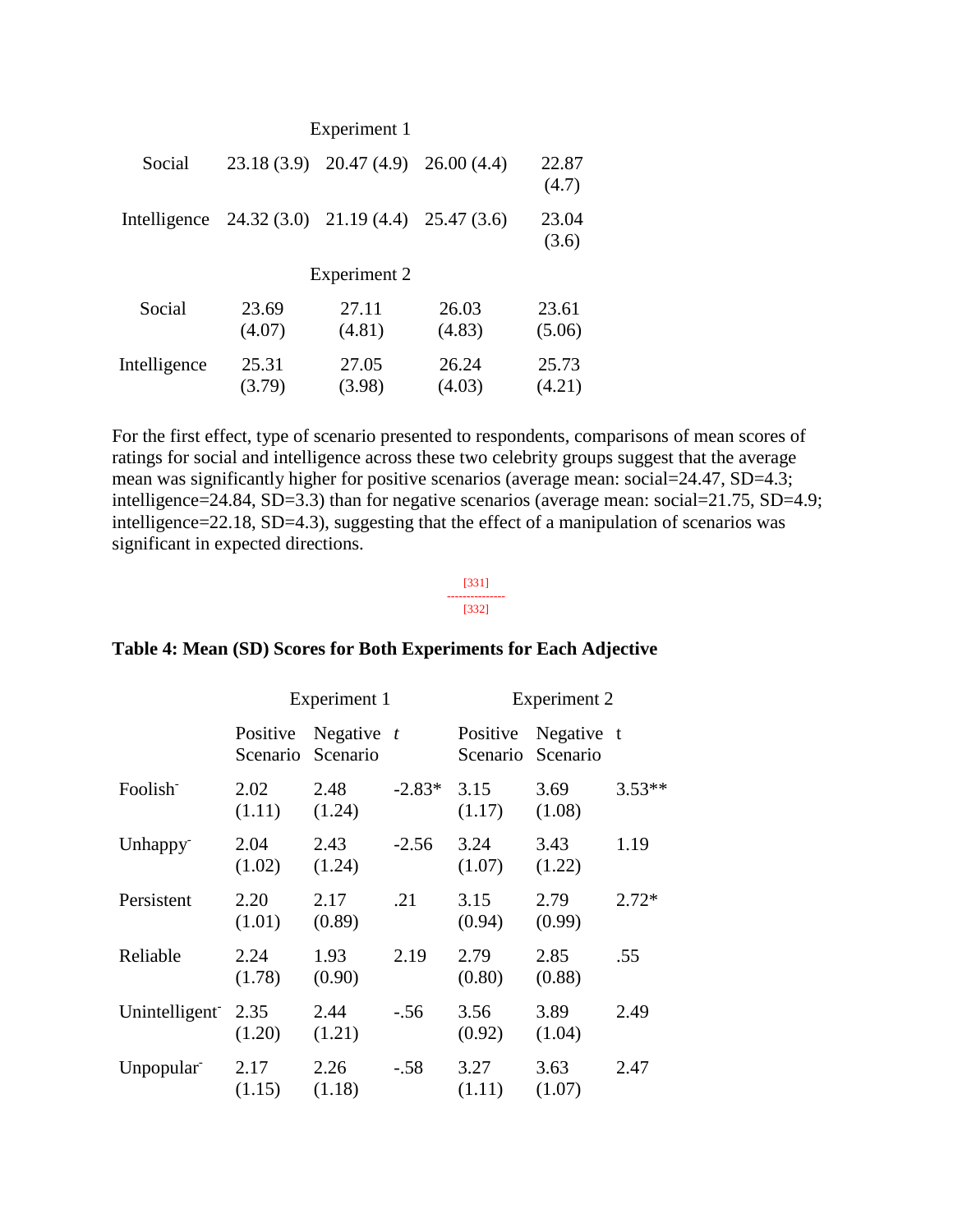|  | Experiment 1 |  |  |  |
|---|---|---|---|---|
| Social | 23.18 (3.9) | 20.47 (4.9) | 26.00 (4.4) | 22.87 (4.7) |
| Intelligence | 24.32 (3.0) | 21.19 (4.4) | 25.47 (3.6) | 23.04 (3.6) |
|  | Experiment 2 |  |  |  |
| Social | 23.69 (4.07) | 27.11 (4.81) | 26.03 (4.83) | 23.61 (5.06) |
| Intelligence | 25.31 (3.79) | 27.05 (3.98) | 26.24 (4.03) | 25.73 (4.21) |

For the first effect, type of scenario presented to respondents, comparisons of mean scores of ratings for social and intelligence across these two celebrity groups suggest that the average mean was significantly higher for positive scenarios (average mean: social=24.47, SD=4.3; intelligence=24.84, SD=3.3) than for negative scenarios (average mean: social=21.75, SD=4.9; intelligence=22.18, SD=4.3), suggesting that the effect of a manipulation of scenarios was significant in expected directions.

[331]
---------------
[332]

**Table 4: Mean (SD) Scores for Both Experiments for Each Adjective**

|  | Experiment 1 |  |  | Experiment 2 |  |  |
|---|---|---|---|---|---|---|
|  | Positive Scenario | Negative Scenario | *t* | Positive Scenario | Negative Scenario | t |
| Foolish[-] | 2.02 (1.11) | 2.48 (1.24) | -2.83* | 3.15 (1.17) | 3.69 (1.08) | 3.53** |
| Unhappy[-] | 2.04 (1.02) | 2.43 (1.24) | -2.56 | 3.24 (1.07) | 3.43 (1.22) | 1.19 |
| Persistent | 2.20 (1.01) | 2.17 (0.89) | .21 | 3.15 (0.94) | 2.79 (0.99) | 2.72* |
| Reliable | 2.24 (1.78) | 1.93 (0.90) | 2.19 | 2.79 (0.80) | 2.85 (0.88) | .55 |
| Unintelligent[-] | 2.35 (1.20) | 2.44 (1.21) | -.56 | 3.56 (0.92) | 3.89 (1.04) | 2.49 |
| Unpopular[-] | 2.17 (1.15) | 2.26 (1.18) | -.58 | 3.27 (1.11) | 3.63 (1.07) | 2.47 |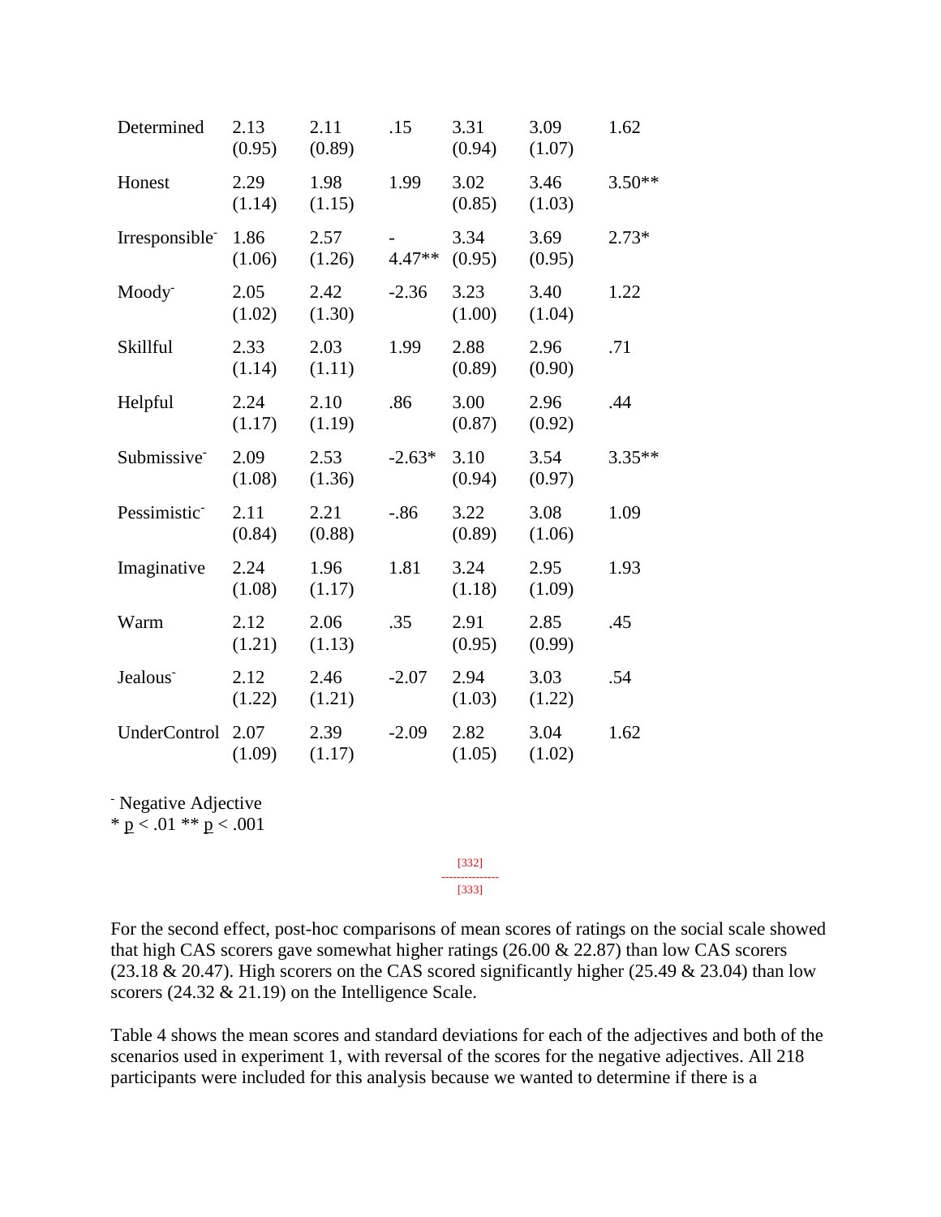| | | | | | | |
|---|---|---|---|---|---|---|
| Determined | 2.13 (0.95) | 2.11 (0.89) | .15 | 3.31 (0.94) | 3.09 (1.07) | 1.62 |
| Honest | 2.29 (1.14) | 1.98 (1.15) | 1.99 | 3.02 (0.85) | 3.46 (1.03) | 3.50** |
| Irresponsible[-] | 1.86 (1.06) | 2.57 (1.26) | -4.47** | 3.34 (0.95) | 3.69 (0.95) | 2.73* |
| Moody[-] | 2.05 (1.02) | 2.42 (1.30) | -2.36 | 3.23 (1.00) | 3.40 (1.04) | 1.22 |
| Skillful | 2.33 (1.14) | 2.03 (1.11) | 1.99 | 2.88 (0.89) | 2.96 (0.90) | .71 |
| Helpful | 2.24 (1.17) | 2.10 (1.19) | .86 | 3.00 (0.87) | 2.96 (0.92) | .44 |
| Submissive[-] | 2.09 (1.08) | 2.53 (1.36) | -2.63* | 3.10 (0.94) | 3.54 (0.97) | 3.35** |
| Pessimistic[-] | 2.11 (0.84) | 2.21 (0.88) | -.86 | 3.22 (0.89) | 3.08 (1.06) | 1.09 |
| Imaginative | 2.24 (1.08) | 1.96 (1.17) | 1.81 | 3.24 (1.18) | 2.95 (1.09) | 1.93 |
| Warm | 2.12 (1.21) | 2.06 (1.13) | .35 | 2.91 (0.95) | 2.85 (0.99) | .45 |
| Jealous[-] | 2.12 (1.22) | 2.46 (1.21) | -2.07 | 2.94 (1.03) | 3.03 (1.22) | .54 |
| UnderControl | 2.07 (1.09) | 2.39 (1.17) | -2.09 | 2.82 (1.05) | 3.04 (1.02) | 1.62 |

[-] Negative Adjective
* $p < .01$ ** $p < .001$

For the second effect, post-hoc comparisons of mean scores of ratings on the social scale showed that high CAS scorers gave somewhat higher ratings (26.00 & 22.87) than low CAS scorers (23.18 & 20.47). High scorers on the CAS scored significantly higher (25.49 & 23.04) than low scorers (24.32 & 21.19) on the Intelligence Scale.

Table 4 shows the mean scores and standard deviations for each of the adjectives and both of the scenarios used in experiment 1, with reversal of the scores for the negative adjectives. All 218 participants were included for this analysis because we wanted to determine if there is a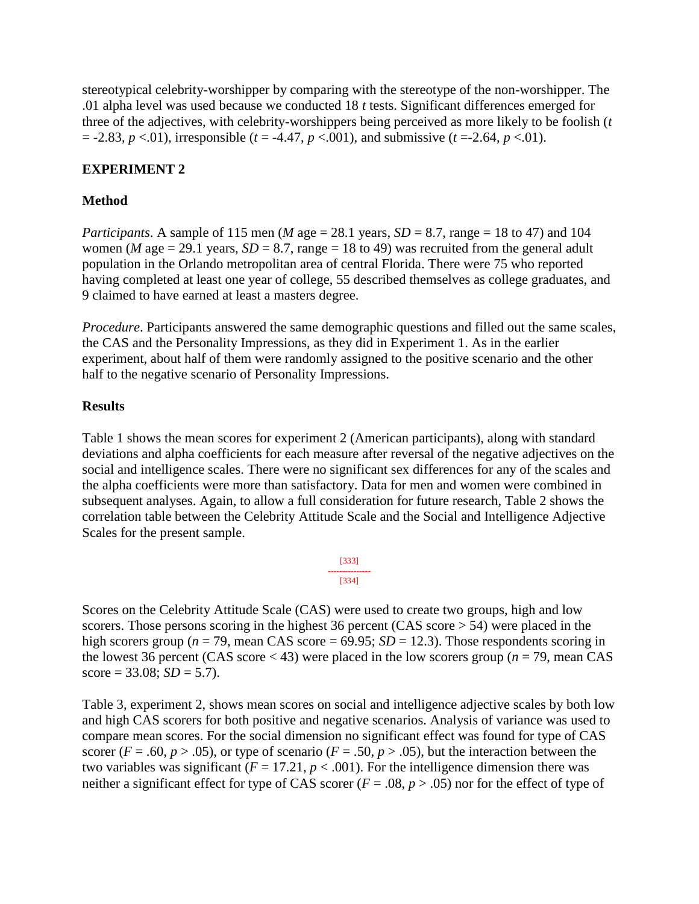stereotypical celebrity-worshipper by comparing with the stereotype of the non-worshipper. The .01 alpha level was used because we conducted 18 *t* tests. Significant differences emerged for three of the adjectives, with celebrity-worshippers being perceived as more likely to be foolish ($t = -2.83$, $p < .01$), irresponsible ($t = -4.47$, $p < .001$), and submissive ($t = -2.64$, $p < .01$).

**EXPERIMENT 2**

**Method**

*Participants*. A sample of 115 men (*M* age = 28.1 years, $SD = 8.7$, range = 18 to 47) and 104 women (*M* age = 29.1 years, $SD = 8.7$, range = 18 to 49) was recruited from the general adult population in the Orlando metropolitan area of central Florida. There were 75 who reported having completed at least one year of college, 55 described themselves as college graduates, and 9 claimed to have earned at least a masters degree.

*Procedure*. Participants answered the same demographic questions and filled out the same scales, the CAS and the Personality Impressions, as they did in Experiment 1. As in the earlier experiment, about half of them were randomly assigned to the positive scenario and the other half to the negative scenario of Personality Impressions.

**Results**

Table 1 shows the mean scores for experiment 2 (American participants), along with standard deviations and alpha coefficients for each measure after reversal of the negative adjectives on the social and intelligence scales. There were no significant sex differences for any of the scales and the alpha coefficients were more than satisfactory. Data for men and women were combined in subsequent analyses. Again, to allow a full consideration for future research, Table 2 shows the correlation table between the Celebrity Attitude Scale and the Social and Intelligence Adjective Scales for the present sample.

Scores on the Celebrity Attitude Scale (CAS) were used to create two groups, high and low scorers. Those persons scoring in the highest 36 percent (CAS score > 54) were placed in the high scorers group ($n = 79$, mean CAS score = 69.95; $SD = 12.3$). Those respondents scoring in the lowest 36 percent (CAS score < 43) were placed in the low scorers group ($n = 79$, mean CAS score = 33.08; $SD = 5.7$).

Table 3, experiment 2, shows mean scores on social and intelligence adjective scales by both low and high CAS scorers for both positive and negative scenarios. Analysis of variance was used to compare mean scores. For the social dimension no significant effect was found for type of CAS scorer ($F = .60$, $p > .05$), or type of scenario ($F = .50$, $p > .05$), but the interaction between the two variables was significant ($F = 17.21$, $p < .001$). For the intelligence dimension there was neither a significant effect for type of CAS scorer ($F = .08$, $p > .05$) nor for the effect of type of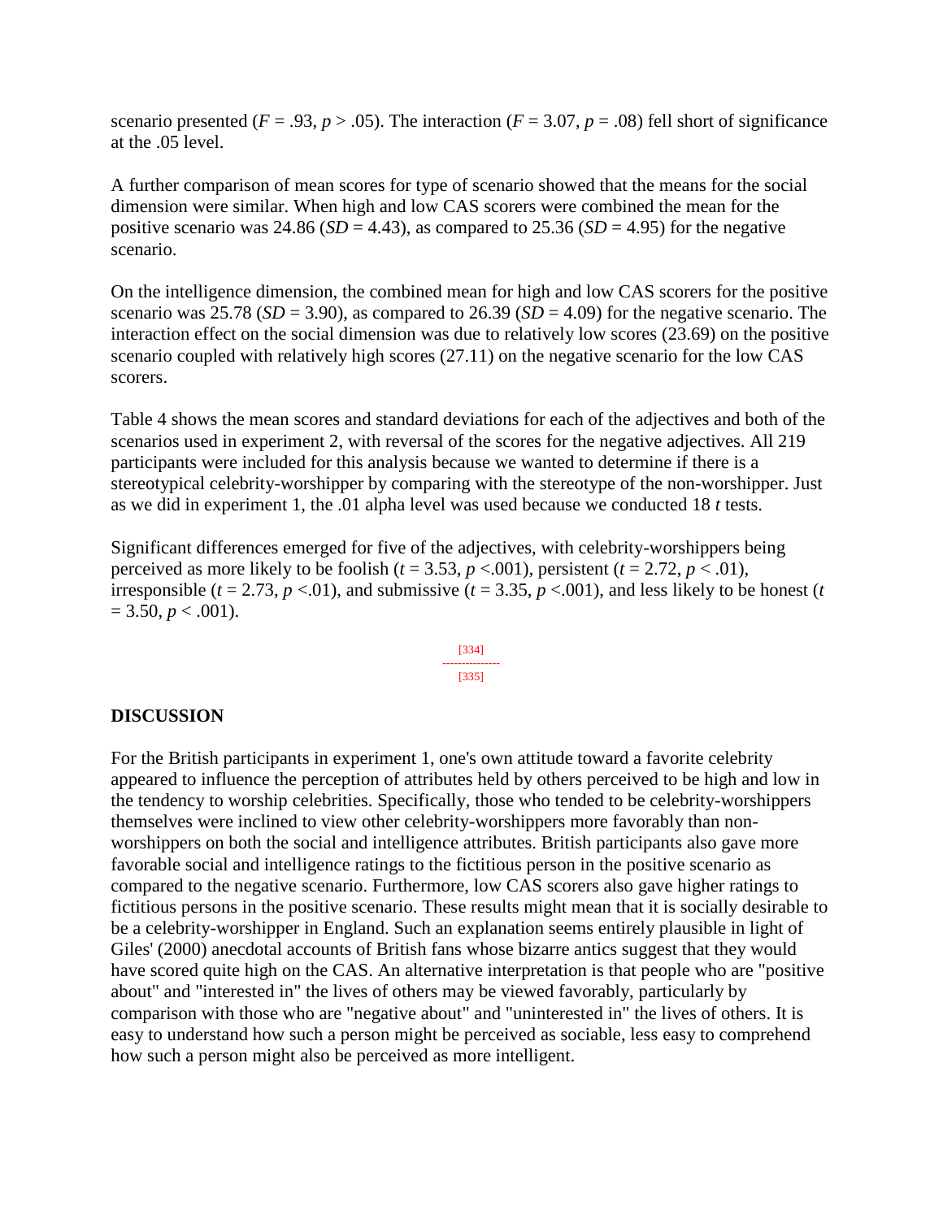scenario presented ($F = .93$, $p > .05$). The interaction ($F = 3.07$, $p = .08$) fell short of significance at the .05 level.

A further comparison of mean scores for type of scenario showed that the means for the social dimension were similar. When high and low CAS scorers were combined the mean for the positive scenario was 24.86 ($SD = 4.43$), as compared to 25.36 ($SD = 4.95$) for the negative scenario.

On the intelligence dimension, the combined mean for high and low CAS scorers for the positive scenario was 25.78 ($SD = 3.90$), as compared to 26.39 ($SD = 4.09$) for the negative scenario. The interaction effect on the social dimension was due to relatively low scores (23.69) on the positive scenario coupled with relatively high scores (27.11) on the negative scenario for the low CAS scorers.

Table 4 shows the mean scores and standard deviations for each of the adjectives and both of the scenarios used in experiment 2, with reversal of the scores for the negative adjectives. All 219 participants were included for this analysis because we wanted to determine if there is a stereotypical celebrity-worshipper by comparing with the stereotype of the non-worshipper. Just as we did in experiment 1, the .01 alpha level was used because we conducted 18 *t* tests.

Significant differences emerged for five of the adjectives, with celebrity-worshippers being perceived as more likely to be foolish ($t = 3.53$, $p < .001$), persistent ($t = 2.72$, $p < .01$), irresponsible ($t = 2.73$, $p < .01$), and submissive ($t = 3.35$, $p < .001$), and less likely to be honest ($t = 3.50$, $p < .001$).

## DISCUSSION

For the British participants in experiment 1, one's own attitude toward a favorite celebrity appeared to influence the perception of attributes held by others perceived to be high and low in the tendency to worship celebrities. Specifically, those who tended to be celebrity-worshippers themselves were inclined to view other celebrity-worshippers more favorably than non-worshippers on both the social and intelligence attributes. British participants also gave more favorable social and intelligence ratings to the fictitious person in the positive scenario as compared to the negative scenario. Furthermore, low CAS scorers also gave higher ratings to fictitious persons in the positive scenario. These results might mean that it is socially desirable to be a celebrity-worshipper in England. Such an explanation seems entirely plausible in light of Giles' (2000) anecdotal accounts of British fans whose bizarre antics suggest that they would have scored quite high on the CAS. An alternative interpretation is that people who are "positive about" and "interested in" the lives of others may be viewed favorably, particularly by comparison with those who are "negative about" and "uninterested in" the lives of others. It is easy to understand how such a person might be perceived as sociable, less easy to comprehend how such a person might also be perceived as more intelligent.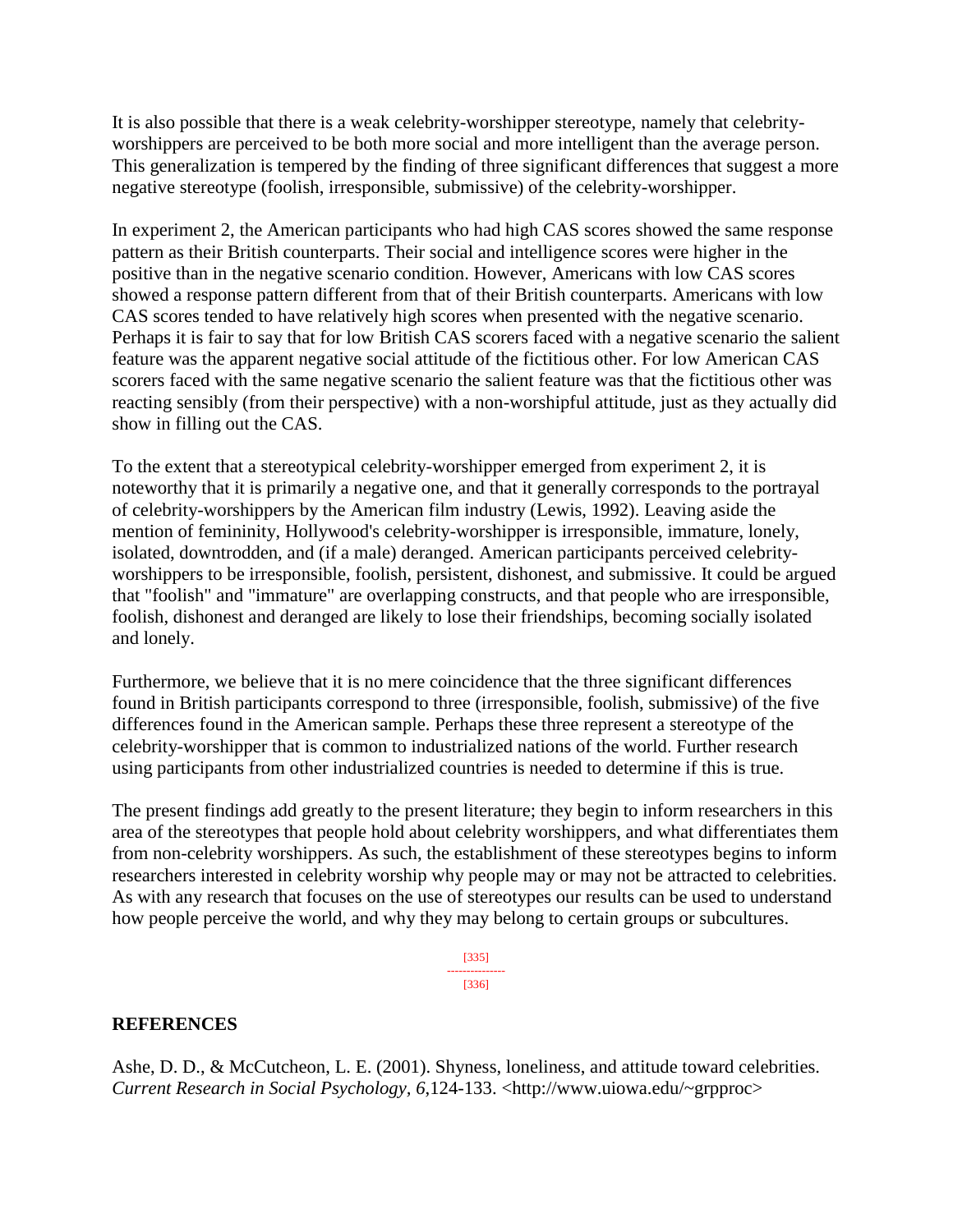It is also possible that there is a weak celebrity-worshipper stereotype, namely that celebrity-worshippers are perceived to be both more social and more intelligent than the average person. This generalization is tempered by the finding of three significant differences that suggest a more negative stereotype (foolish, irresponsible, submissive) of the celebrity-worshipper.

In experiment 2, the American participants who had high CAS scores showed the same response pattern as their British counterparts. Their social and intelligence scores were higher in the positive than in the negative scenario condition. However, Americans with low CAS scores showed a response pattern different from that of their British counterparts. Americans with low CAS scores tended to have relatively high scores when presented with the negative scenario. Perhaps it is fair to say that for low British CAS scorers faced with a negative scenario the salient feature was the apparent negative social attitude of the fictitious other. For low American CAS scorers faced with the same negative scenario the salient feature was that the fictitious other was reacting sensibly (from their perspective) with a non-worshipful attitude, just as they actually did show in filling out the CAS.

To the extent that a stereotypical celebrity-worshipper emerged from experiment 2, it is noteworthy that it is primarily a negative one, and that it generally corresponds to the portrayal of celebrity-worshippers by the American film industry (Lewis, 1992). Leaving aside the mention of femininity, Hollywood's celebrity-worshipper is irresponsible, immature, lonely, isolated, downtrodden, and (if a male) deranged. American participants perceived celebrity-worshippers to be irresponsible, foolish, persistent, dishonest, and submissive. It could be argued that "foolish" and "immature" are overlapping constructs, and that people who are irresponsible, foolish, dishonest and deranged are likely to lose their friendships, becoming socially isolated and lonely.

Furthermore, we believe that it is no mere coincidence that the three significant differences found in British participants correspond to three (irresponsible, foolish, submissive) of the five differences found in the American sample. Perhaps these three represent a stereotype of the celebrity-worshipper that is common to industrialized nations of the world. Further research using participants from other industrialized countries is needed to determine if this is true.

The present findings add greatly to the present literature; they begin to inform researchers in this area of the stereotypes that people hold about celebrity worshippers, and what differentiates them from non-celebrity worshippers. As such, the establishment of these stereotypes begins to inform researchers interested in celebrity worship why people may or may not be attracted to celebrities. As with any research that focuses on the use of stereotypes our results can be used to understand how people perceive the world, and why they may belong to certain groups or subcultures.

## REFERENCES

Ashe, D. D., & McCutcheon, L. E. (2001). Shyness, loneliness, and attitude toward celebrities. *Current Research in Social Psychology, 6*,124-133. <http://www.uiowa.edu/~grpproc>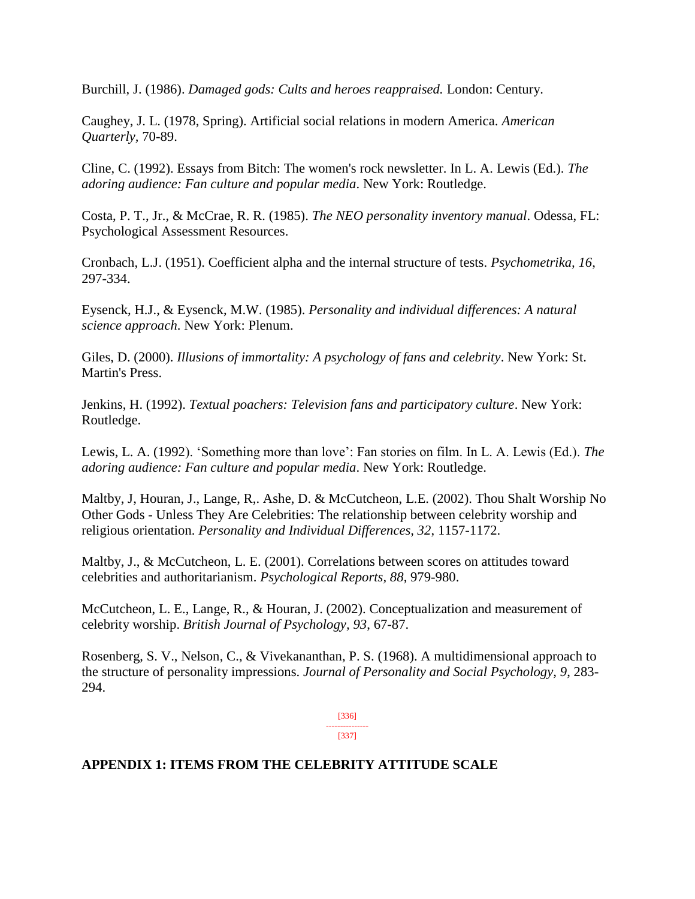Burchill, J. (1986). *Damaged gods: Cults and heroes reappraised.* London: Century.

Caughey, J. L. (1978, Spring). Artificial social relations in modern America. *American Quarterly*, 70-89.

Cline, C. (1992). Essays from Bitch: The women's rock newsletter. In L. A. Lewis (Ed.). *The adoring audience: Fan culture and popular media*. New York: Routledge.

Costa, P. T., Jr., & McCrae, R. R. (1985). *The NEO personality inventory manual*. Odessa, FL: Psychological Assessment Resources.

Cronbach, L.J. (1951). Coefficient alpha and the internal structure of tests. *Psychometrika, 16*, 297-334.

Eysenck, H.J., & Eysenck, M.W. (1985). *Personality and individual differences: A natural science approach*. New York: Plenum.

Giles, D. (2000). *Illusions of immortality: A psychology of fans and celebrity*. New York: St. Martin's Press.

Jenkins, H. (1992). *Textual poachers: Television fans and participatory culture*. New York: Routledge.

Lewis, L. A. (1992). 'Something more than love': Fan stories on film. In L. A. Lewis (Ed.). *The adoring audience: Fan culture and popular media*. New York: Routledge.

Maltby, J, Houran, J., Lange, R,. Ashe, D. & McCutcheon, L.E. (2002). Thou Shalt Worship No Other Gods - Unless They Are Celebrities: The relationship between celebrity worship and religious orientation. *Personality and Individual Differences*, *32*, 1157-1172.

Maltby, J., & McCutcheon, L. E. (2001). Correlations between scores on attitudes toward celebrities and authoritarianism. *Psychological Reports*, *88*, 979-980.

McCutcheon, L. E., Lange, R., & Houran, J. (2002). Conceptualization and measurement of celebrity worship. *British Journal of Psychology, 93*, 67-87.

Rosenberg, S. V., Nelson, C., & Vivekananthan, P. S. (1968). A multidimensional approach to the structure of personality impressions. *Journal of Personality and Social Psychology, 9*, 283-294.

[336]
---------------
[337]

## APPENDIX 1: ITEMS FROM THE CELEBRITY ATTITUDE SCALE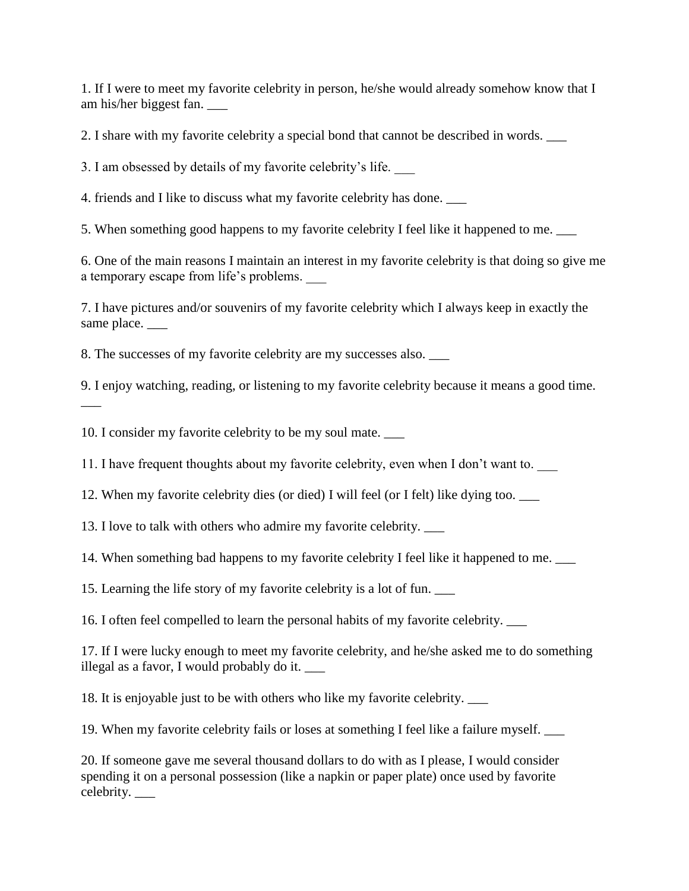1. If I were to meet my favorite celebrity in person, he/she would already somehow know that I am his/her biggest fan. ___

2. I share with my favorite celebrity a special bond that cannot be described in words. ___

3. I am obsessed by details of my favorite celebrity's life. ___

4. friends and I like to discuss what my favorite celebrity has done. ___

5. When something good happens to my favorite celebrity I feel like it happened to me. ___

6. One of the main reasons I maintain an interest in my favorite celebrity is that doing so give me a temporary escape from life's problems. ___

7. I have pictures and/or souvenirs of my favorite celebrity which I always keep in exactly the same place. ___

8. The successes of my favorite celebrity are my successes also. ___

9. I enjoy watching, reading, or listening to my favorite celebrity because it means a good time. ___

10. I consider my favorite celebrity to be my soul mate. ___

11. I have frequent thoughts about my favorite celebrity, even when I don't want to. ___

12. When my favorite celebrity dies (or died) I will feel (or I felt) like dying too. ___

13. I love to talk with others who admire my favorite celebrity. ___

14. When something bad happens to my favorite celebrity I feel like it happened to me. ___

15. Learning the life story of my favorite celebrity is a lot of fun. ___

16. I often feel compelled to learn the personal habits of my favorite celebrity. ___

17. If I were lucky enough to meet my favorite celebrity, and he/she asked me to do something illegal as a favor, I would probably do it. ___

18. It is enjoyable just to be with others who like my favorite celebrity. ___

19. When my favorite celebrity fails or loses at something I feel like a failure myself. ___

20. If someone gave me several thousand dollars to do with as I please, I would consider spending it on a personal possession (like a napkin or paper plate) once used by favorite celebrity. ___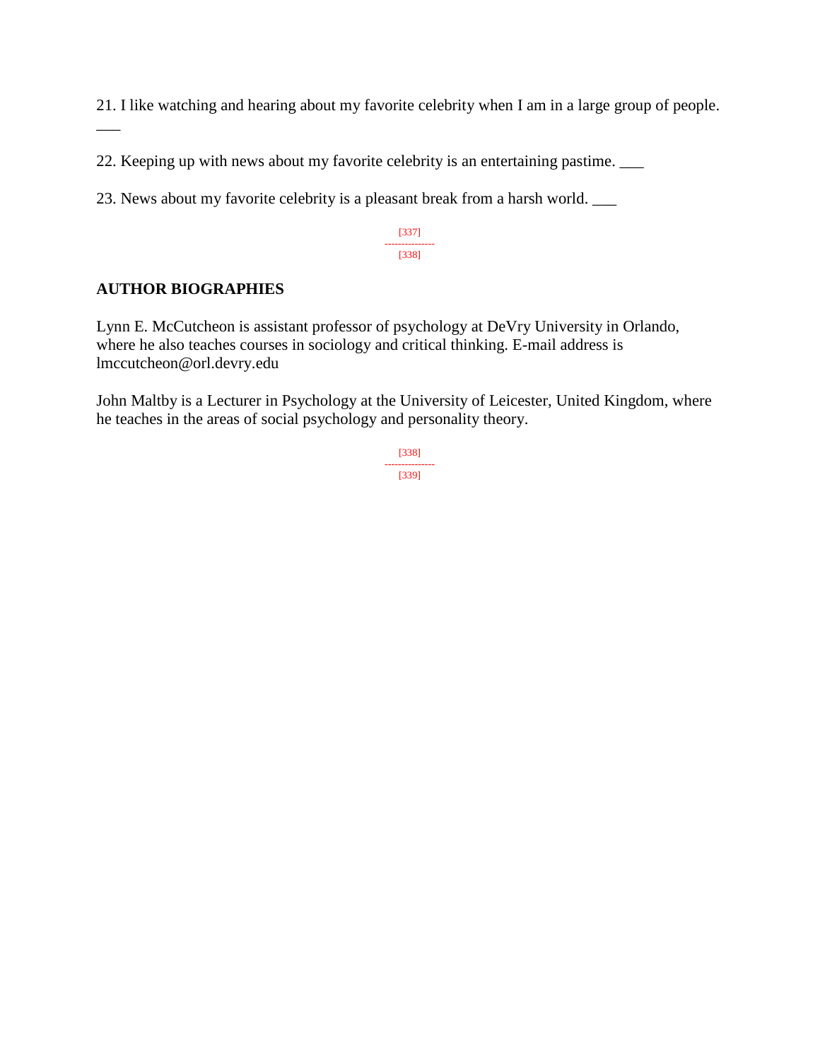21. I like watching and hearing about my favorite celebrity when I am in a large group of people. ___

22. Keeping up with news about my favorite celebrity is an entertaining pastime. ___

23. News about my favorite celebrity is a pleasant break from a harsh world. ___

## AUTHOR BIOGRAPHIES

Lynn E. McCutcheon is assistant professor of psychology at DeVry University in Orlando, where he also teaches courses in sociology and critical thinking. E-mail address is lmccutcheon@orl.devry.edu

John Maltby is a Lecturer in Psychology at the University of Leicester, United Kingdom, where he teaches in the areas of social psychology and personality theory.